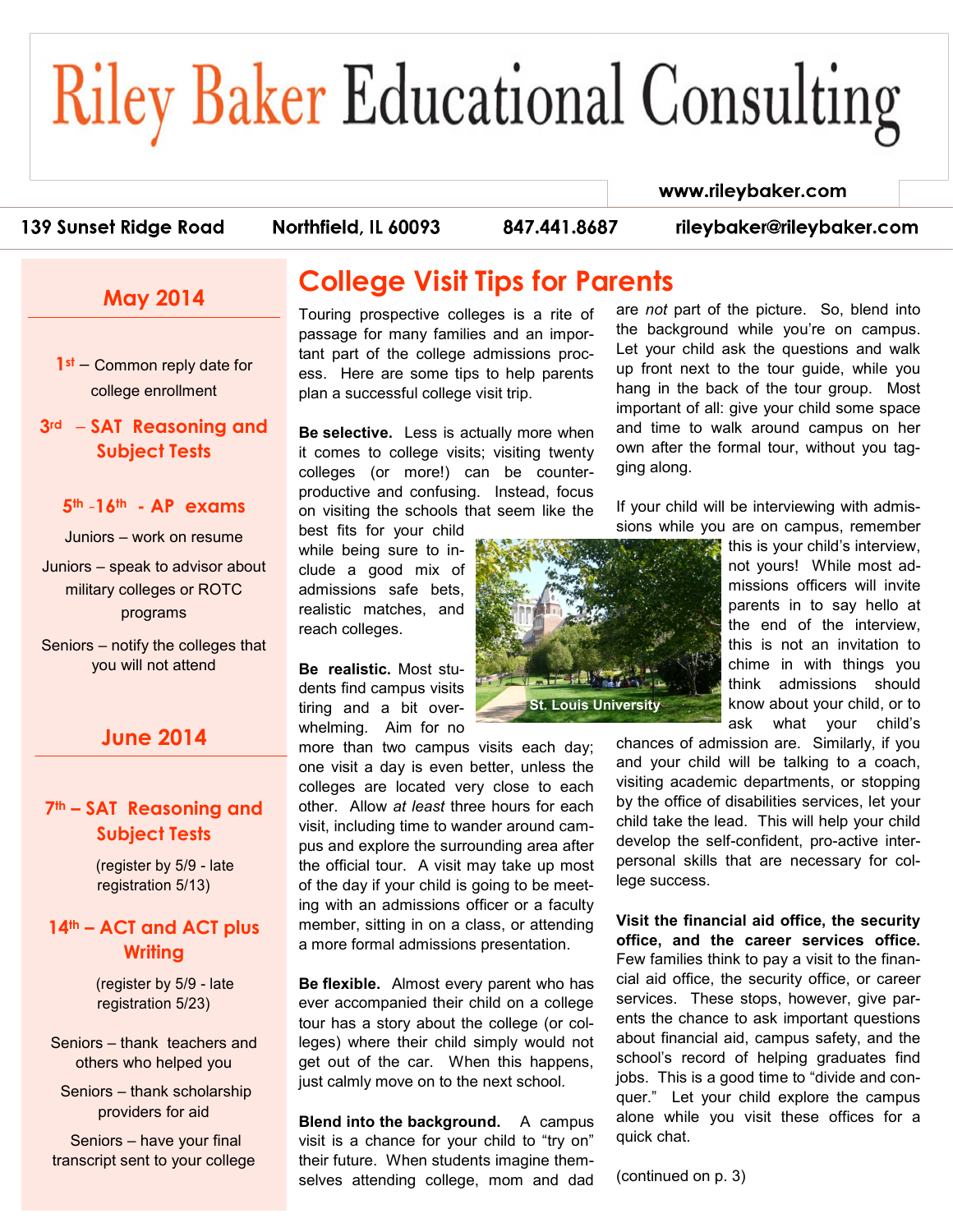# Riley Baker Educational Consulting

www.rileybaker.com

139 Sunset Ridge Road | Northfield, IL 60093 | 847.441.8687 | rileybaker@rileybaker.com

## May 2014

**1st** – Common reply date for college enrollment

**3rd – SAT Reasoning and Subject Tests**

**5th -16th - AP exams**

Juniors – work on resume

Juniors – speak to advisor about military colleges or ROTC programs

Seniors – notify the colleges that you will not attend

## June 2014

**7th – SAT Reasoning and Subject Tests**

(register by 5/9 - late registration 5/13)

**14th – ACT and ACT plus Writing**

(register by 5/9 - late registration 5/23)

Seniors – thank teachers and others who helped you

Seniors – thank scholarship providers for aid

Seniors – have your final transcript sent to your college

## College Visit Tips for Parents

Touring prospective colleges is a rite of passage for many families and an important part of the college admissions process. Here are some tips to help parents plan a successful college visit trip.

**Be selective.** Less is actually more when it comes to college visits; visiting twenty colleges (or more!) can be counter-productive and confusing. Instead, focus on visiting the schools that seem like the best fits for your child while being sure to include a good mix of admissions safe bets, realistic matches, and reach colleges.

**Be realistic.** Most students find campus visits tiring and a bit overwhelming. Aim for no more than two campus visits each day; one visit a day is even better, unless the colleges are located very close to each other. Allow *at least* three hours for each visit, including time to wander around campus and explore the surrounding area after the official tour. A visit may take up most of the day if your child is going to be meeting with an admissions officer or a faculty member, sitting in on a class, or attending a more formal admissions presentation.

**Be flexible.** Almost every parent who has ever accompanied their child on a college tour has a story about the college (or colleges) where their child simply would not get out of the car. When this happens, just calmly move on to the next school.

**Blend into the background.** A campus visit is a chance for your child to "try on" their future. When students imagine themselves attending college, mom and dad are *not* part of the picture. So, blend into the background while you're on campus. Let your child ask the questions and walk up front next to the tour guide, while you hang in the back of the tour group. Most important of all: give your child some space and time to walk around campus on her own after the formal tour, without you tagging along.

If your child will be interviewing with admissions while you are on campus, remember this is your child's interview, not yours! While most admissions officers will invite parents in to say hello at the end of the interview, this is not an invitation to chime in with things you think admissions should know about your child, or to ask what your child's chances of admission are. Similarly, if you and your child will be talking to a coach, visiting academic departments, or stopping by the office of disabilities services, let your child take the lead. This will help your child develop the self-confident, pro-active interpersonal skills that are necessary for college success.

St. Louis University

**Visit the financial aid office, the security office, and the career services office.** Few families think to pay a visit to the financial aid office, the security office, or career services. These stops, however, give parents the chance to ask important questions about financial aid, campus safety, and the school's record of helping graduates find jobs. This is a good time to "divide and conquer." Let your child explore the campus alone while you visit these offices for a quick chat.

(continued on p. 3)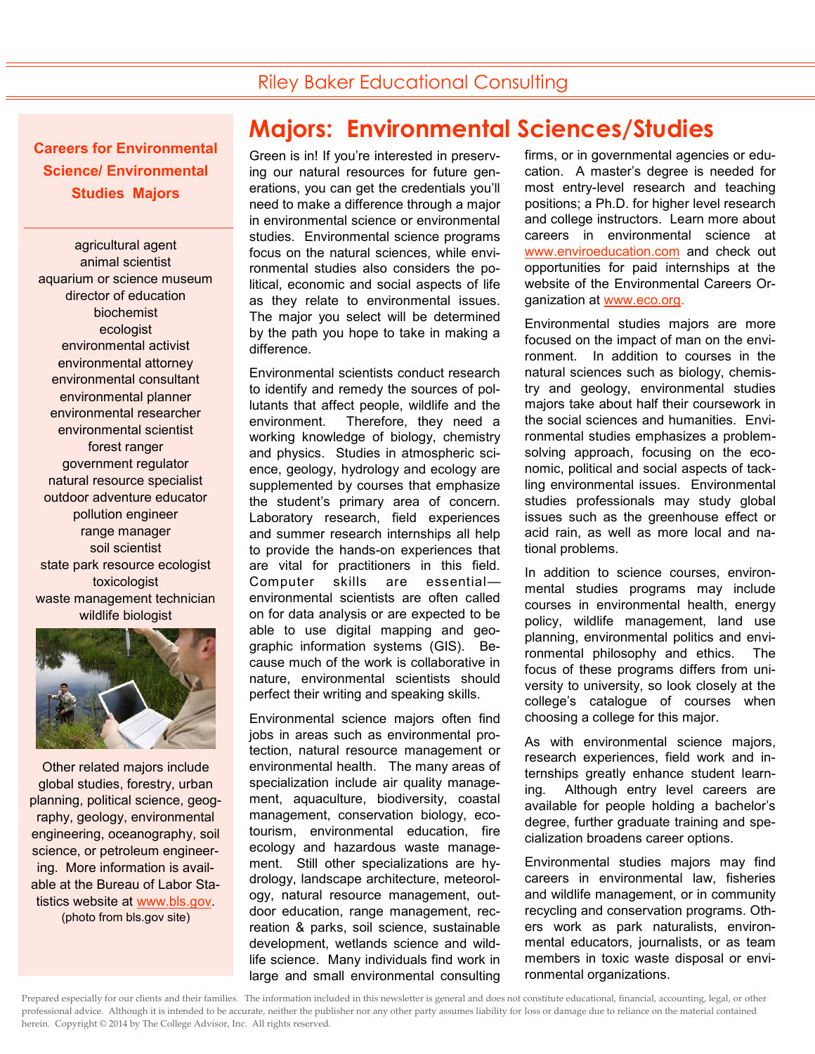# Majors: Environmental Sciences/Studies

Green is in! If you're interested in preserving our natural resources for future generations, you can get the credentials you'll need to make a difference through a major in environmental science or environmental studies. Environmental science programs focus on the natural sciences, while environmental studies also considers the political, economic and social aspects of life as they relate to environmental issues. The major you select will be determined by the path you hope to take in making a difference.

Environmental scientists conduct research to identify and remedy the sources of pollutants that affect people, wildlife and the environment. Therefore, they need a working knowledge of biology, chemistry and physics. Studies in atmospheric science, geology, hydrology and ecology are supplemented by courses that emphasize the student's primary area of concern. Laboratory research, field experiences and summer research internships all help to provide the hands-on experiences that are vital for practitioners in this field. Computer skills are essential—environmental scientists are often called on for data analysis or are expected to be able to use digital mapping and geographic information systems (GIS). Because much of the work is collaborative in nature, environmental scientists should perfect their writing and speaking skills.

Environmental science majors often find jobs in areas such as environmental protection, natural resource management or environmental health. The many areas of specialization include air quality management, aquaculture, biodiversity, coastal management, conservation biology, ecotourism, environmental education, fire ecology and hazardous waste management. Still other specializations are hydrology, landscape architecture, meteorology, natural resource management, outdoor education, range management, recreation & parks, soil science, sustainable development, wetlands science and wildlife science. Many individuals find work in large and small environmental consulting firms, or in governmental agencies or education. A master's degree is needed for most entry-level research and teaching positions; a Ph.D. for higher level research and college instructors. Learn more about careers in environmental science at www.enviroeducation.com and check out opportunities for paid internships at the website of the Environmental Careers Organization at www.eco.org.

Environmental studies majors are more focused on the impact of man on the environment. In addition to courses in the natural sciences such as biology, chemistry and geology, environmental studies majors take about half their coursework in the social sciences and humanities. Environmental studies emphasizes a problem-solving approach, focusing on the economic, political and social aspects of tackling environmental issues. Environmental studies professionals may study global issues such as the greenhouse effect or acid rain, as well as more local and national problems.

In addition to science courses, environmental studies programs may include courses in environmental health, energy policy, wildlife management, land use planning, environmental politics and environmental philosophy and ethics. The focus of these programs differs from university to university, so look closely at the college's catalogue of courses when choosing a college for this major.

As with environmental science majors, research experiences, field work and internships greatly enhance student learning. Although entry level careers are available for people holding a bachelor's degree, further graduate training and specialization broadens career options.

Environmental studies majors may find careers in environmental law, fisheries and wildlife management, or in community recycling and conservation programs. Others work as park naturalists, environmental educators, journalists, or as team members in toxic waste disposal or environmental organizations.

## Careers for Environmental Science/ Environmental Studies Majors

agricultural agent
animal scientist
aquarium or science museum director of education
biochemist
ecologist
environmental activist
environmental attorney
environmental consultant
environmental planner
environmental researcher
environmental scientist
forest ranger
government regulator
natural resource specialist
outdoor adventure educator
pollution engineer
range manager
soil scientist
state park resource ecologist
toxicologist
waste management technician
wildlife biologist

Other related majors include global studies, forestry, urban planning, political science, geography, geology, environmental engineering, oceanography, soil science, or petroleum engineering. More information is available at the Bureau of Labor Statistics website at www.bls.gov.

(photo from bls.gov site)

Prepared especially for our clients and their families. The information included in this newsletter is general and does not constitute educational, financial, accounting, legal, or other professional advice. Although it is intended to be accurate, neither the publisher nor any other party assumes liability for loss or damage due to reliance on the material contained herein. Copyright © 2014 by The College Advisor, Inc. All rights reserved.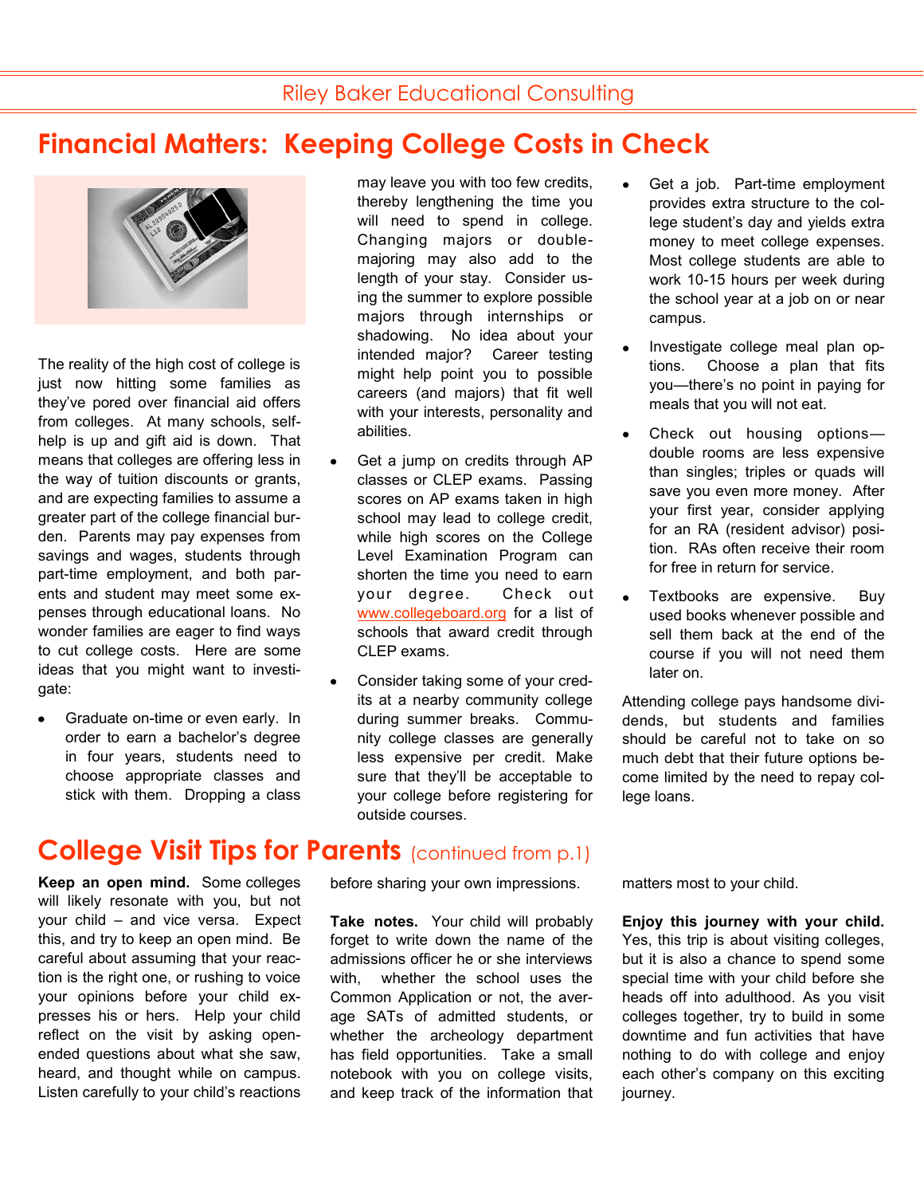# Financial Matters: Keeping College Costs in Check

The reality of the high cost of college is just now hitting some families as they've pored over financial aid offers from colleges. At many schools, self-help is up and gift aid is down. That means that colleges are offering less in the way of tuition discounts or grants, and are expecting families to assume a greater part of the college financial burden. Parents may pay expenses from savings and wages, students through part-time employment, and both parents and student may meet some expenses through educational loans. No wonder families are eager to find ways to cut college costs. Here are some ideas that you might want to investigate:

- Graduate on-time or even early. In order to earn a bachelor's degree in four years, students need to choose appropriate classes and stick with them. Dropping a class may leave you with too few credits, thereby lengthening the time you will need to spend in college. Changing majors or double-majoring may also add to the length of your stay. Consider using the summer to explore possible majors through internships or shadowing. No idea about your intended major? Career testing might help point you to possible careers (and majors) that fit well with your interests, personality and abilities.
- Get a jump on credits through AP classes or CLEP exams. Passing scores on AP exams taken in high school may lead to college credit, while high scores on the College Level Examination Program can shorten the time you need to earn your degree. Check out www.collegeboard.org for a list of schools that award credit through CLEP exams.
- Consider taking some of your credits at a nearby community college during summer breaks. Community college classes are generally less expensive per credit. Make sure that they'll be acceptable to your college before registering for outside courses.
- Get a job. Part-time employment provides extra structure to the college student's day and yields extra money to meet college expenses. Most college students are able to work 10-15 hours per week during the school year at a job on or near campus.
- Investigate college meal plan options. Choose a plan that fits you—there's no point in paying for meals that you will not eat.
- Check out housing options—double rooms are less expensive than singles; triples or quads will save you even more money. After your first year, consider applying for an RA (resident advisor) position. RAs often receive their room for free in return for service.
- Textbooks are expensive. Buy used books whenever possible and sell them back at the end of the course if you will not need them later on.

Attending college pays handsome dividends, but students and families should be careful not to take on so much debt that their future options become limited by the need to repay college loans.

# College Visit Tips for Parents (continued from p.1)

**Keep an open mind.** Some colleges will likely resonate with you, but not your child – and vice versa. Expect this, and try to keep an open mind. Be careful about assuming that your reaction is the right one, or rushing to voice your opinions before your child expresses his or hers. Help your child reflect on the visit by asking open-ended questions about what she saw, heard, and thought while on campus. Listen carefully to your child's reactions before sharing your own impressions.

**Take notes.** Your child will probably forget to write down the name of the admissions officer he or she interviews with, whether the school uses the Common Application or not, the average SATs of admitted students, or whether the archeology department has field opportunities. Take a small notebook with you on college visits, and keep track of the information that matters most to your child.

**Enjoy this journey with your child.** Yes, this trip is about visiting colleges, but it is also a chance to spend some special time with your child before she heads off into adulthood. As you visit colleges together, try to build in some downtime and fun activities that have nothing to do with college and enjoy each other's company on this exciting journey.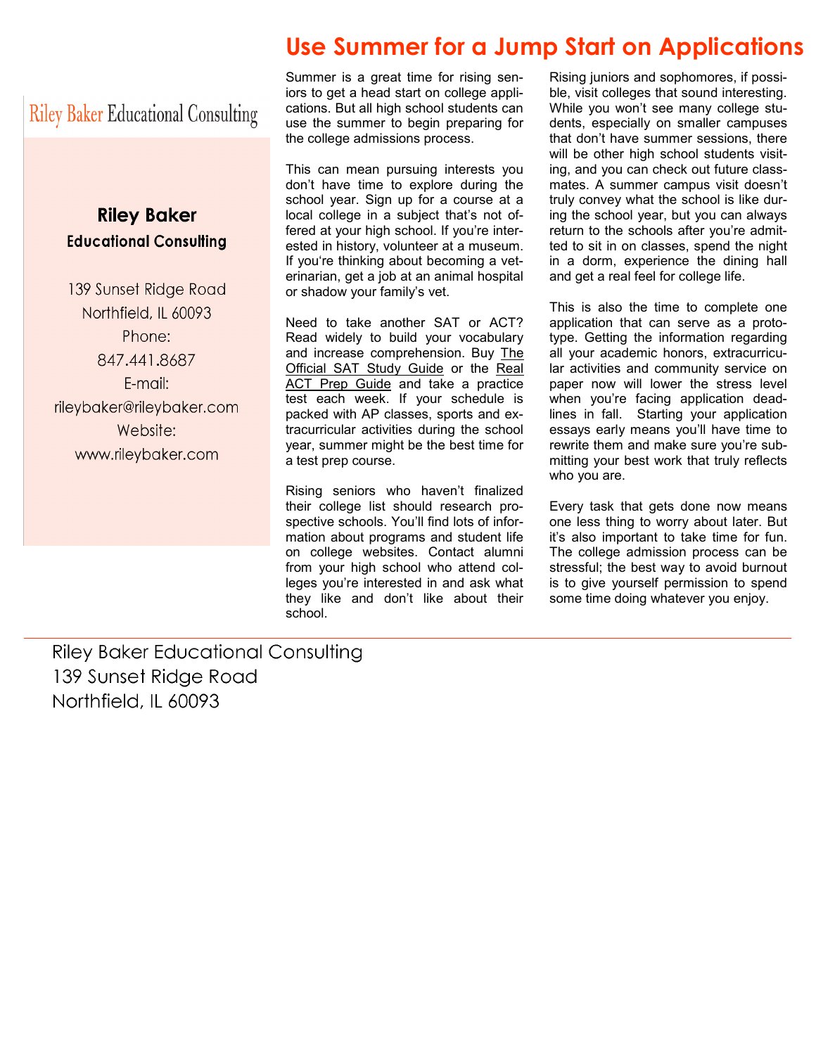Riley Baker Educational Consulting

**Riley Baker**
**Educational Consulting**

139 Sunset Ridge Road
Northfield, IL 60093
Phone:
847.441.8687
E-mail:
rileybaker@rileybaker.com
Website:
www.rileybaker.com

# Use Summer for a Jump Start on Applications

Summer is a great time for rising seniors to get a head start on college applications. But all high school students can use the summer to begin preparing for the college admissions process.

This can mean pursuing interests you don't have time to explore during the school year. Sign up for a course at a local college in a subject that's not offered at your high school. If you're interested in history, volunteer at a museum. If you're thinking about becoming a veterinarian, get a job at an animal hospital or shadow your family's vet.

Need to take another SAT or ACT? Read widely to build your vocabulary and increase comprehension. Buy The Official SAT Study Guide or the Real ACT Prep Guide and take a practice test each week. If your schedule is packed with AP classes, sports and extracurricular activities during the school year, summer might be the best time for a test prep course.

Rising seniors who haven't finalized their college list should research prospective schools. You'll find lots of information about programs and student life on college websites. Contact alumni from your high school who attend colleges you're interested in and ask what they like and don't like about their school.

Rising juniors and sophomores, if possible, visit colleges that sound interesting. While you won't see many college students, especially on smaller campuses that don't have summer sessions, there will be other high school students visiting, and you can check out future classmates. A summer campus visit doesn't truly convey what the school is like during the school year, but you can always return to the schools after you're admitted to sit in on classes, spend the night in a dorm, experience the dining hall and get a real feel for college life.

This is also the time to complete one application that can serve as a prototype. Getting the information regarding all your academic honors, extracurricular activities and community service on paper now will lower the stress level when you're facing application deadlines in fall. Starting your application essays early means you'll have time to rewrite them and make sure you're submitting your best work that truly reflects who you are.

Every task that gets done now means one less thing to worry about later. But it's also important to take time for fun. The college admission process can be stressful; the best way to avoid burnout is to give yourself permission to spend some time doing whatever you enjoy.

Riley Baker Educational Consulting
139 Sunset Ridge Road
Northfield, IL 60093